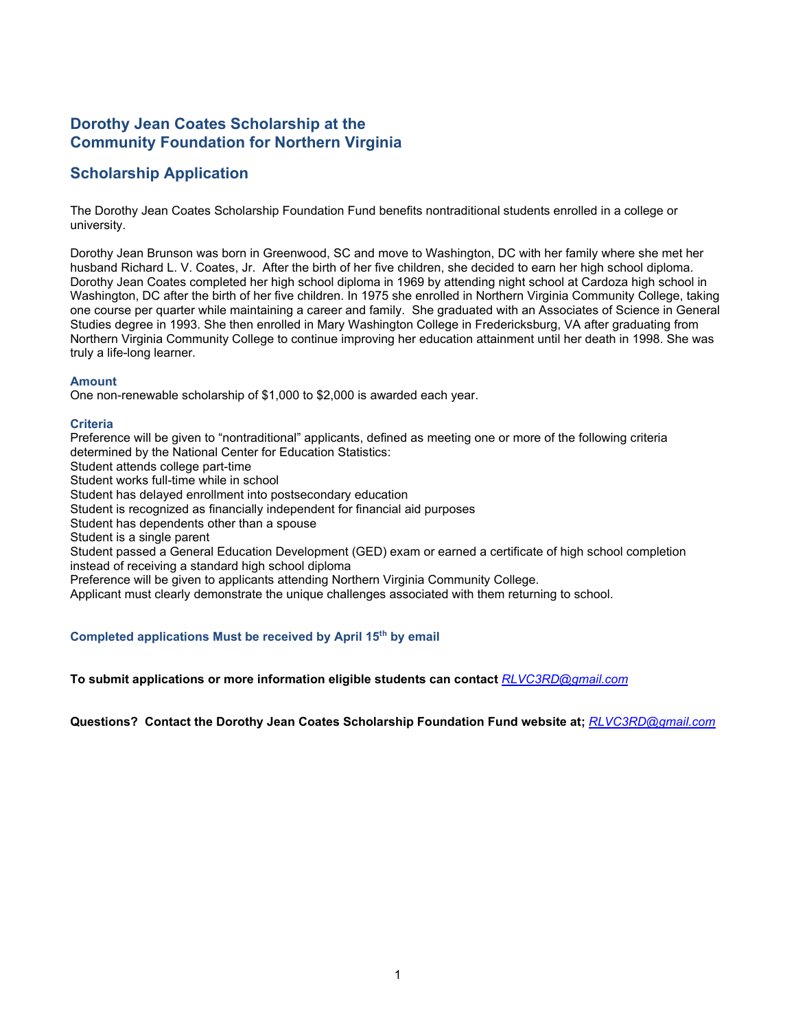## Dorothy Jean Coates Scholarship at the Community Foundation for Northern Virginia

## Scholarship Application

The Dorothy Jean Coates Scholarship Foundation Fund benefits nontraditional students enrolled in a college or university.

Dorothy Jean Brunson was born in Greenwood, SC and move to Washington, DC with her family where she met her husband Richard L. V. Coates, Jr. After the birth of her five children, she decided to earn her high school diploma. Dorothy Jean Coates completed her high school diploma in 1969 by attending night school at Cardoza high school in Washington, DC after the birth of her five children. In 1975 she enrolled in Northern Virginia Community College, taking one course per quarter while maintaining a career and family. She graduated with an Associates of Science in General Studies degree in 1993. She then enrolled in Mary Washington College in Fredericksburg, VA after graduating from Northern Virginia Community College to continue improving her education attainment until her death in 1998. She was truly a life-long learner.

### Amount

One non-renewable scholarship of $1,000 to $2,000 is awarded each year.

### Criteria

Preference will be given to “nontraditional” applicants, defined as meeting one or more of the following criteria determined by the National Center for Education Statistics:
Student attends college part-time
Student works full-time while in school
Student has delayed enrollment into postsecondary education
Student is recognized as financially independent for financial aid purposes
Student has dependents other than a spouse
Student is a single parent
Student passed a General Education Development (GED) exam or earned a certificate of high school completion instead of receiving a standard high school diploma
Preference will be given to applicants attending Northern Virginia Community College.
Applicant must clearly demonstrate the unique challenges associated with them returning to school.

**Completed applications Must be received by April 15th by email**

**To submit applications or more information eligible students can contact** *RLVC3RD@gmail.com*

**Questions? Contact the Dorothy Jean Coates Scholarship Foundation Fund website at;** *RLVC3RD@gmail.com*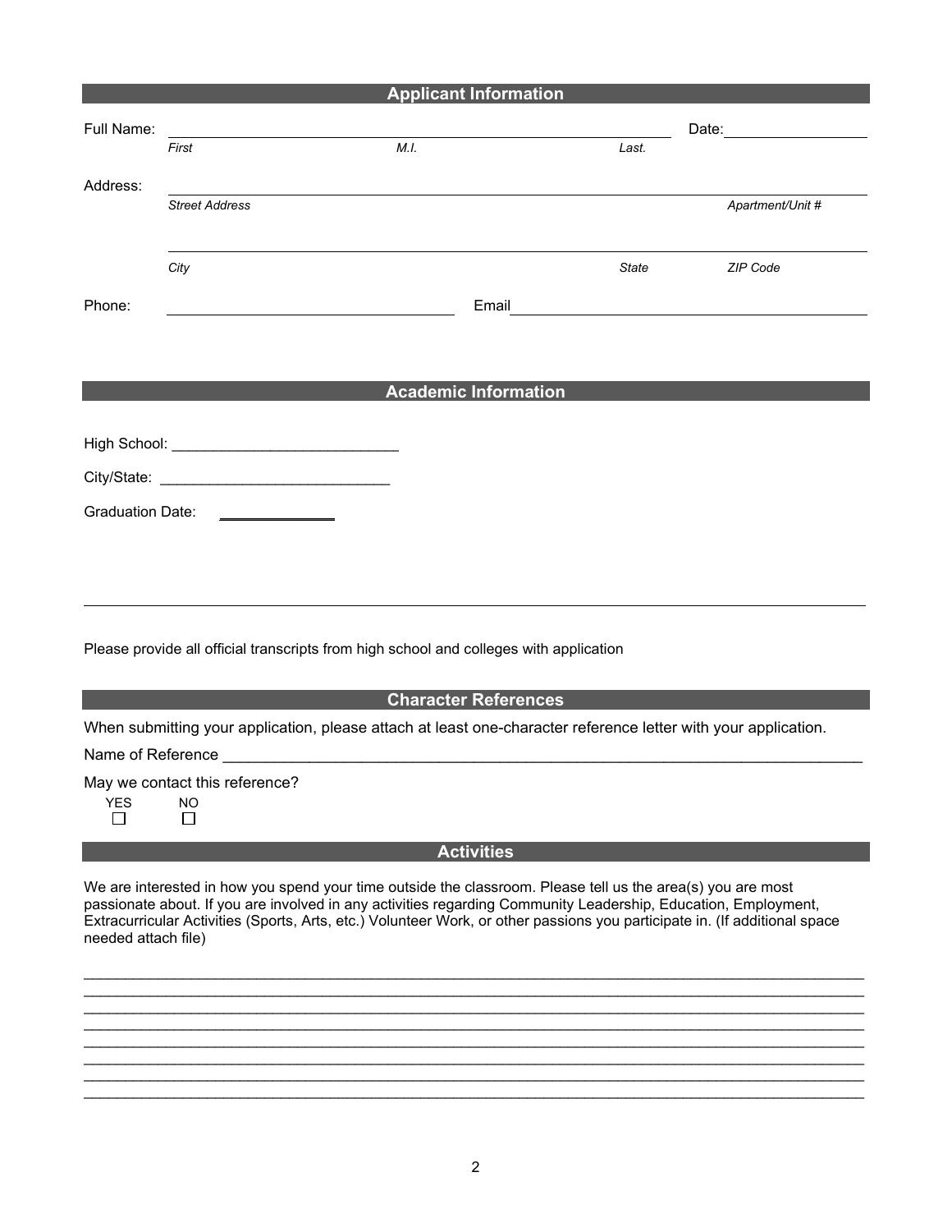## Applicant Information

Full Name: ______________________________________________ Date: ______________

*First* *M.I.* *Last.*

Address: ______________________________________________________________

*Street Address* *Apartment/Unit #*

______________________________________________________________

*City* *State* *ZIP Code*

Phone: ______________________ Email ______________________________

## Academic Information

High School: ___________________________

City/State: ____________________________

Graduation Date: ______________

Please provide all official transcripts from high school and colleges with application

## Character References

When submitting your application, please attach at least one-character reference letter with your application.

Name of Reference ______________________________________________________________

May we contact this reference?

YES ☐ NO ☐

## Activities

We are interested in how you spend your time outside the classroom. Please tell us the area(s) you are most passionate about. If you are involved in any activities regarding Community Leadership, Education, Employment, Extracurricular Activities (Sports, Arts, etc.) Volunteer Work, or other passions you participate in. (If additional space needed attach file)

______________________________________________________________________________

______________________________________________________________________________

______________________________________________________________________________

______________________________________________________________________________

______________________________________________________________________________

______________________________________________________________________________

______________________________________________________________________________

______________________________________________________________________________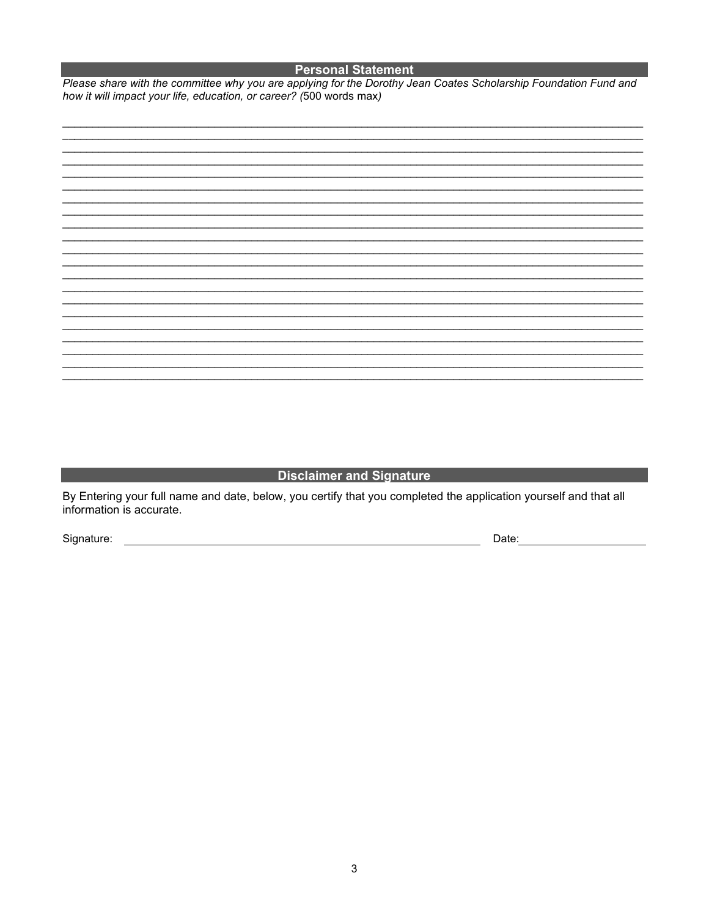## Personal Statement

*Please share with the committee why you are applying for the Dorothy Jean Coates Scholarship Foundation Fund and how it will impact your life, education, or career? (*500 words max*)*

______________________________________________________________________________________
______________________________________________________________________________________
______________________________________________________________________________________
______________________________________________________________________________________
______________________________________________________________________________________
______________________________________________________________________________________
______________________________________________________________________________________
______________________________________________________________________________________
______________________________________________________________________________________
______________________________________________________________________________________
______________________________________________________________________________________
______________________________________________________________________________________
______________________________________________________________________________________
______________________________________________________________________________________
______________________________________________________________________________________
______________________________________________________________________________________
______________________________________________________________________________________
______________________________________________________________________________________
______________________________________________________________________________________
______________________________________________________________________________________
______________________________________________________________________________________
______________________________________________________________________________________

## Disclaimer and Signature

By Entering your full name and date, below, you certify that you completed the application yourself and that all information is accurate.

Signature: ____________________________________________ Date: ____________________